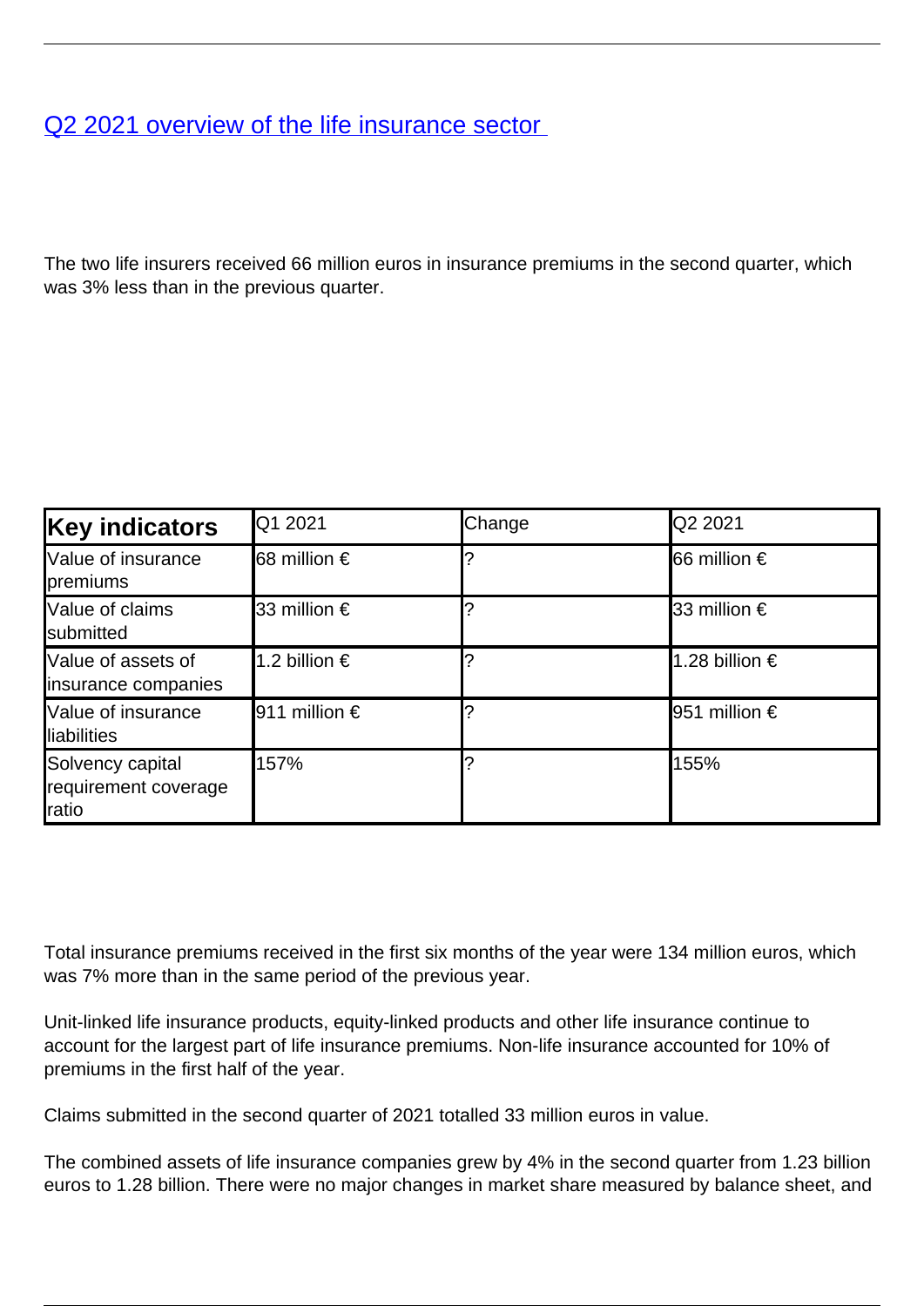# [Q2 2021 overview of the life insurance sector](#)

The two life insurers received 66 million euros in insurance premiums in the second quarter, which was 3% less than in the previous quarter.

| **Key indicators** | Q1 2021 | Change | Q2 2021 |
|---|---|---|---|
| Value of insurance premiums | 68 million € | ? | 66 million € |
| Value of claims submitted | 33 million € | ? | 33 million € |
| Value of assets of insurance companies | 1.2 billion € | ? | 1.28 billion € |
| Value of insurance liabilities | 911 million € | ? | 951 million € |
| Solvency capital requirement coverage ratio | 157% | ? | 155% |

Total insurance premiums received in the first six months of the year were 134 million euros, which was 7% more than in the same period of the previous year.

Unit-linked life insurance products, equity-linked products and other life insurance continue to account for the largest part of life insurance premiums. Non-life insurance accounted for 10% of premiums in the first half of the year.

Claims submitted in the second quarter of 2021 totalled 33 million euros in value.

The combined assets of life insurance companies grew by 4% in the second quarter from 1.23 billion euros to 1.28 billion. There were no major changes in market share measured by balance sheet, and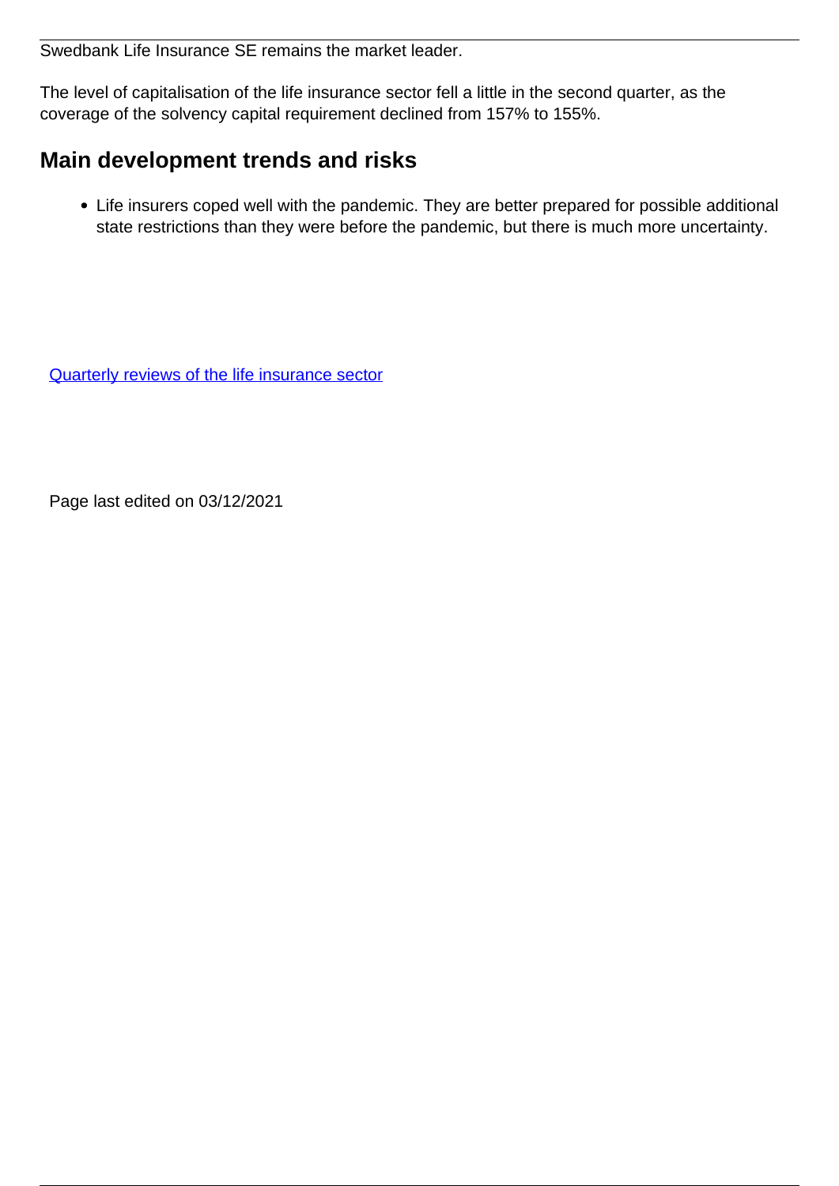Swedbank Life Insurance SE remains the market leader.

The level of capitalisation of the life insurance sector fell a little in the second quarter, as the coverage of the solvency capital requirement declined from 157% to 155%.

## Main development trends and risks

- Life insurers coped well with the pandemic. They are better prepared for possible additional state restrictions than they were before the pandemic, but there is much more uncertainty.

Quarterly reviews of the life insurance sector

Page last edited on 03/12/2021